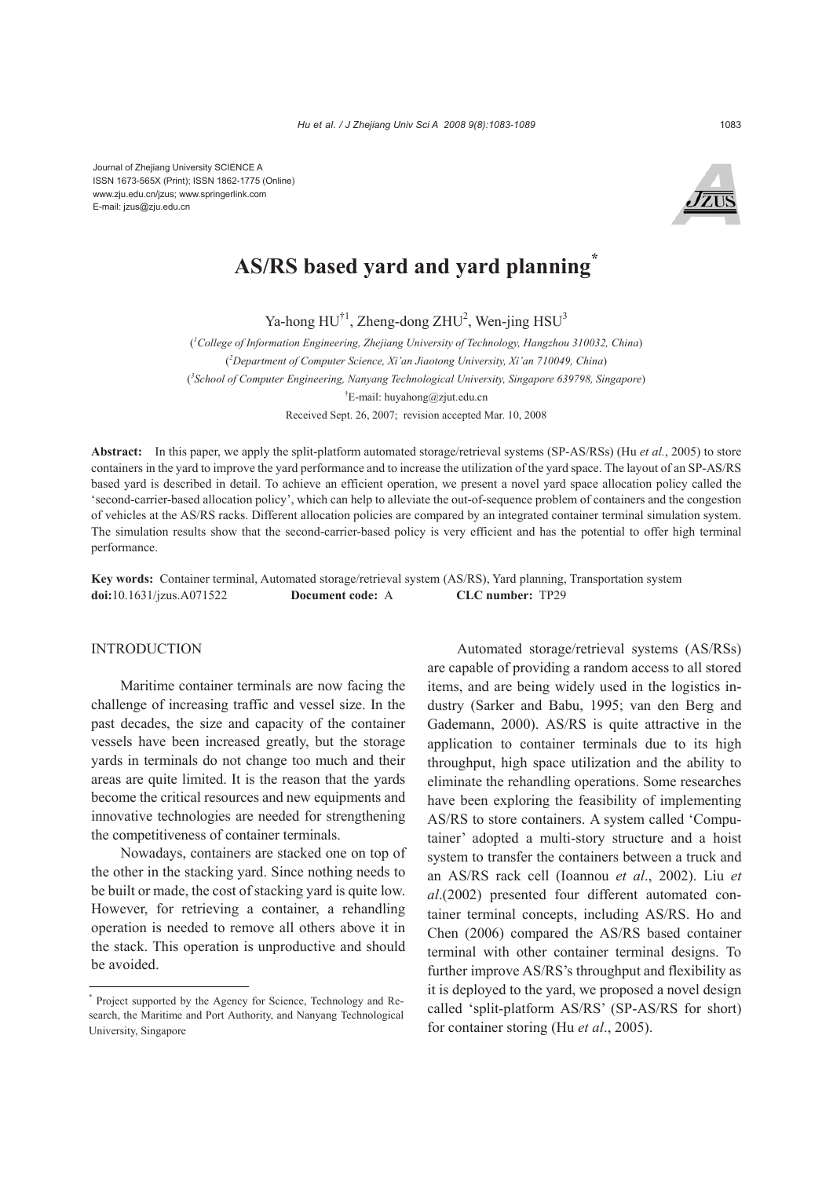Journal of Zhejiang University SCIENCE A
ISSN 1673-565X (Print); ISSN 1862-1775 (Online)
www.zju.edu.cn/jzus; www.springerlink.com
E-mail: jzus@zju.edu.cn

# AS/RS based yard and yard planning*

Ya-hong HU[†1], Zheng-dong ZHU[2], Wen-jing HSU[3]

([1]College of Information Engineering, Zhejiang University of Technology, Hangzhou 310032, China)
([2]Department of Computer Science, Xi'an Jiaotong University, Xi'an 710049, China)
([3]School of Computer Engineering, Nanyang Technological University, Singapore 639798, Singapore)
[†]E-mail: huyahong@zjut.edu.cn

Received Sept. 26, 2007; revision accepted Mar. 10, 2008

**Abstract:** In this paper, we apply the split-platform automated storage/retrieval systems (SP-AS/RSs) (Hu *et al.*, 2005) to store containers in the yard to improve the yard performance and to increase the utilization of the yard space. The layout of an SP-AS/RS based yard is described in detail. To achieve an efficient operation, we present a novel yard space allocation policy called the 'second-carrier-based allocation policy', which can help to alleviate the out-of-sequence problem of containers and the congestion of vehicles at the AS/RS racks. Different allocation policies are compared by an integrated container terminal simulation system. The simulation results show that the second-carrier-based policy is very efficient and has the potential to offer high terminal performance.

**Key words:** Container terminal, Automated storage/retrieval system (AS/RS), Yard planning, Transportation system
**doi:**10.1631/jzus.A071522 **Document code:** A **CLC number:** TP29

## INTRODUCTION

Maritime container terminals are now facing the challenge of increasing traffic and vessel size. In the past decades, the size and capacity of the container vessels have been increased greatly, but the storage yards in terminals do not change too much and their areas are quite limited. It is the reason that the yards become the critical resources and new equipments and innovative technologies are needed for strengthening the competitiveness of container terminals.

Nowadays, containers are stacked one on top of the other in the stacking yard. Since nothing needs to be built or made, the cost of stacking yard is quite low. However, for retrieving a container, a rehandling operation is needed to remove all others above it in the stack. This operation is unproductive and should be avoided.

Automated storage/retrieval systems (AS/RSs) are capable of providing a random access to all stored items, and are being widely used in the logistics industry (Sarker and Babu, 1995; van den Berg and Gademann, 2000). AS/RS is quite attractive in the application to container terminals due to its high throughput, high space utilization and the ability to eliminate the rehandling operations. Some researches have been exploring the feasibility of implementing AS/RS to store containers. A system called 'Computainer' adopted a multi-story structure and a hoist system to transfer the containers between a truck and an AS/RS rack cell (Ioannou *et al*., 2002). Liu *et al*.(2002) presented four different automated container terminal concepts, including AS/RS. Ho and Chen (2006) compared the AS/RS based container terminal with other container terminal designs. To further improve AS/RS's throughput and flexibility as it is deployed to the yard, we proposed a novel design called 'split-platform AS/RS' (SP-AS/RS for short) for container storing (Hu *et al*., 2005).

---

\* Project supported by the Agency for Science, Technology and Research, the Maritime and Port Authority, and Nanyang Technological University, Singapore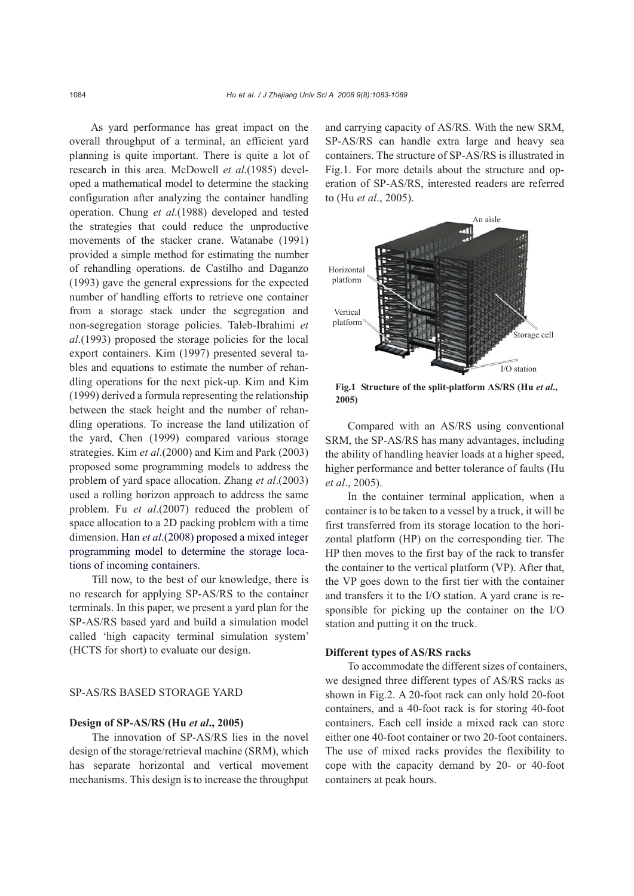As yard performance has great impact on the overall throughput of a terminal, an efficient yard planning is quite important. There is quite a lot of research in this area. McDowell *et al*.(1985) developed a mathematical model to determine the stacking configuration after analyzing the container handling operation. Chung *et al*.(1988) developed and tested the strategies that could reduce the unproductive movements of the stacker crane. Watanabe (1991) provided a simple method for estimating the number of rehandling operations. de Castilho and Daganzo (1993) gave the general expressions for the expected number of handling efforts to retrieve one container from a storage stack under the segregation and non-segregation storage policies. Taleb-Ibrahimi *et al*.(1993) proposed the storage policies for the local export containers. Kim (1997) presented several tables and equations to estimate the number of rehandling operations for the next pick-up. Kim and Kim (1999) derived a formula representing the relationship between the stack height and the number of rehandling operations. To increase the land utilization of the yard, Chen (1999) compared various storage strategies. Kim *et al*.(2000) and Kim and Park (2003) proposed some programming models to address the problem of yard space allocation. Zhang *et al*.(2003) used a rolling horizon approach to address the same problem. Fu *et al*.(2007) reduced the problem of space allocation to a 2D packing problem with a time dimension. Han *et al*.(2008) proposed a mixed integer programming model to determine the storage locations of incoming containers.

Till now, to the best of our knowledge, there is no research for applying SP-AS/RS to the container terminals. In this paper, we present a yard plan for the SP-AS/RS based yard and build a simulation model called 'high capacity terminal simulation system' (HCTS for short) to evaluate our design.

## SP-AS/RS BASED STORAGE YARD

### Design of SP-AS/RS (Hu *et al*., 2005)

The innovation of SP-AS/RS lies in the novel design of the storage/retrieval machine (SRM), which has separate horizontal and vertical movement mechanisms. This design is to increase the throughput and carrying capacity of AS/RS. With the new SRM, SP-AS/RS can handle extra large and heavy sea containers. The structure of SP-AS/RS is illustrated in Fig.1. For more details about the structure and operation of SP-AS/RS, interested readers are referred to (Hu *et al*., 2005).

**Fig.1 Structure of the split-platform AS/RS (Hu *et al*., 2005)**

Compared with an AS/RS using conventional SRM, the SP-AS/RS has many advantages, including the ability of handling heavier loads at a higher speed, higher performance and better tolerance of faults (Hu *et al*., 2005).

In the container terminal application, when a container is to be taken to a vessel by a truck, it will be first transferred from its storage location to the horizontal platform (HP) on the corresponding tier. The HP then moves to the first bay of the rack to transfer the container to the vertical platform (VP). After that, the VP goes down to the first tier with the container and transfers it to the I/O station. A yard crane is responsible for picking up the container on the I/O station and putting it on the truck.

### Different types of AS/RS racks

To accommodate the different sizes of containers, we designed three different types of AS/RS racks as shown in Fig.2. A 20-foot rack can only hold 20-foot containers, and a 40-foot rack is for storing 40-foot containers. Each cell inside a mixed rack can store either one 40-foot container or two 20-foot containers. The use of mixed racks provides the flexibility to cope with the capacity demand by 20- or 40-foot containers at peak hours.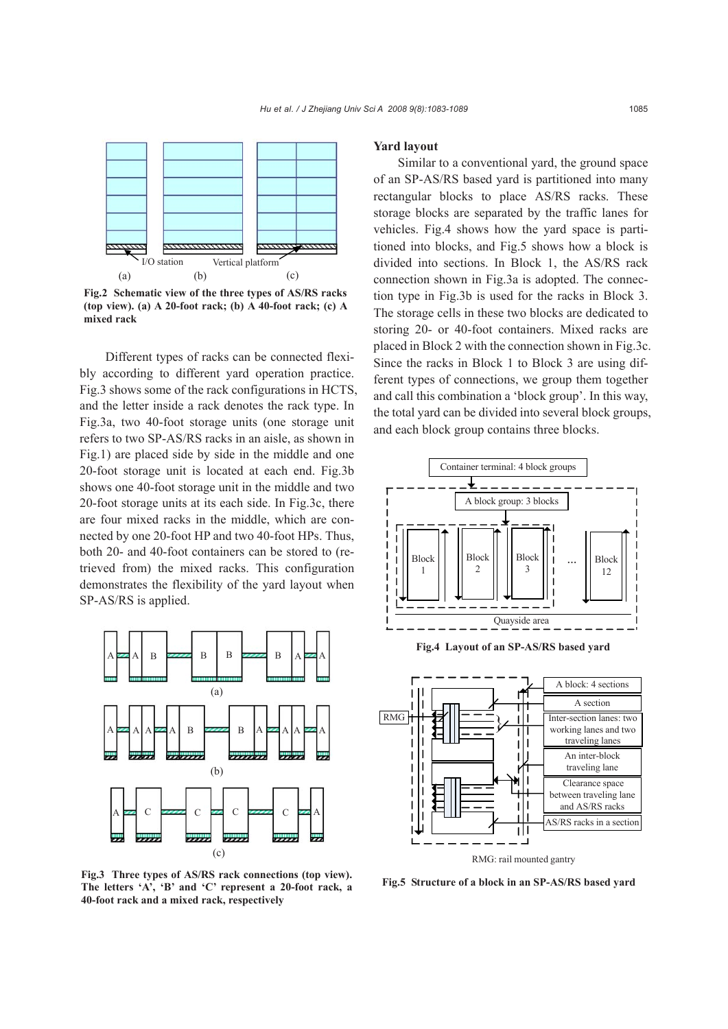Fig.2 Schematic view of the three types of AS/RS racks (top view). (a) A 20-foot rack; (b) A 40-foot rack; (c) A mixed rack

Different types of racks can be connected flexibly according to different yard operation practice. Fig.3 shows some of the rack configurations in HCTS, and the letter inside a rack denotes the rack type. In Fig.3a, two 40-foot storage units (one storage unit refers to two SP-AS/RS racks in an aisle, as shown in Fig.1) are placed side by side in the middle and one 20-foot storage unit is located at each end. Fig.3b shows one 40-foot storage unit in the middle and two 20-foot storage units at its each side. In Fig.3c, there are four mixed racks in the middle, which are connected by one 20-foot HP and two 40-foot HPs. Thus, both 20- and 40-foot containers can be stored to (retrieved from) the mixed racks. This configuration demonstrates the flexibility of the yard layout when SP-AS/RS is applied.

Fig.3 Three types of AS/RS rack connections (top view). The letters 'A', 'B' and 'C' represent a 20-foot rack, a 40-foot rack and a mixed rack, respectively

**Yard layout**

Similar to a conventional yard, the ground space of an SP-AS/RS based yard is partitioned into many rectangular blocks to place AS/RS racks. These storage blocks are separated by the traffic lanes for vehicles. Fig.4 shows how the yard space is partitioned into blocks, and Fig.5 shows how a block is divided into sections. In Block 1, the AS/RS rack connection shown in Fig.3a is adopted. The connection type in Fig.3b is used for the racks in Block 3. The storage cells in these two blocks are dedicated to storing 20- or 40-foot containers. Mixed racks are placed in Block 2 with the connection shown in Fig.3c. Since the racks in Block 1 to Block 3 are using different types of connections, we group them together and call this combination a 'block group'. In this way, the total yard can be divided into several block groups, and each block group contains three blocks.

Fig.4 Layout of an SP-AS/RS based yard

Fig.5 Structure of a block in an SP-AS/RS based yard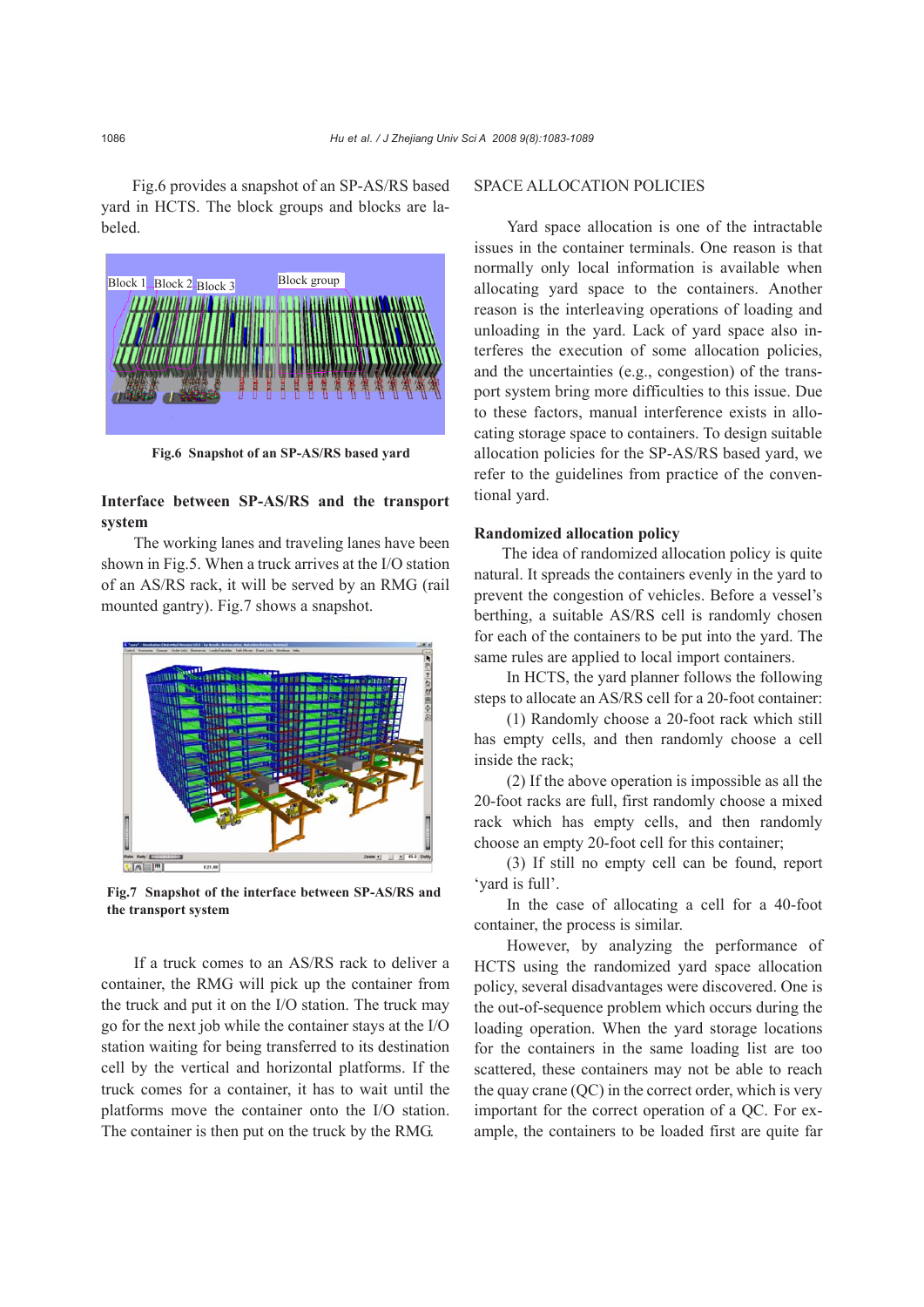Fig.6 provides a snapshot of an SP-AS/RS based yard in HCTS. The block groups and blocks are labeled.

Block 1
Block 2
Block 3
Block group

Fig.6 Snapshot of an SP-AS/RS based yard

### Interface between SP-AS/RS and the transport system

The working lanes and traveling lanes have been shown in Fig.5. When a truck arrives at the I/O station of an AS/RS rack, it will be served by an RMG (rail mounted gantry). Fig.7 shows a snapshot.

Fig.7 Snapshot of the interface between SP-AS/RS and the transport system

If a truck comes to an AS/RS rack to deliver a container, the RMG will pick up the container from the truck and put it on the I/O station. The truck may go for the next job while the container stays at the I/O station waiting for being transferred to its destination cell by the vertical and horizontal platforms. If the truck comes for a container, it has to wait until the platforms move the container onto the I/O station. The container is then put on the truck by the RMG.

## SPACE ALLOCATION POLICIES

Yard space allocation is one of the intractable issues in the container terminals. One reason is that normally only local information is available when allocating yard space to the containers. Another reason is the interleaving operations of loading and unloading in the yard. Lack of yard space also interferes the execution of some allocation policies, and the uncertainties (e.g., congestion) of the transport system bring more difficulties to this issue. Due to these factors, manual interference exists in allocating storage space to containers. To design suitable allocation policies for the SP-AS/RS based yard, we refer to the guidelines from practice of the conventional yard.

### Randomized allocation policy

The idea of randomized allocation policy is quite natural. It spreads the containers evenly in the yard to prevent the congestion of vehicles. Before a vessel's berthing, a suitable AS/RS cell is randomly chosen for each of the containers to be put into the yard. The same rules are applied to local import containers.

In HCTS, the yard planner follows the following steps to allocate an AS/RS cell for a 20-foot container:

(1) Randomly choose a 20-foot rack which still has empty cells, and then randomly choose a cell inside the rack;

(2) If the above operation is impossible as all the 20-foot racks are full, first randomly choose a mixed rack which has empty cells, and then randomly choose an empty 20-foot cell for this container;

(3) If still no empty cell can be found, report 'yard is full'.

In the case of allocating a cell for a 40-foot container, the process is similar.

However, by analyzing the performance of HCTS using the randomized yard space allocation policy, several disadvantages were discovered. One is the out-of-sequence problem which occurs during the loading operation. When the yard storage locations for the containers in the same loading list are too scattered, these containers may not be able to reach the quay crane (QC) in the correct order, which is very important for the correct operation of a QC. For example, the containers to be loaded first are quite far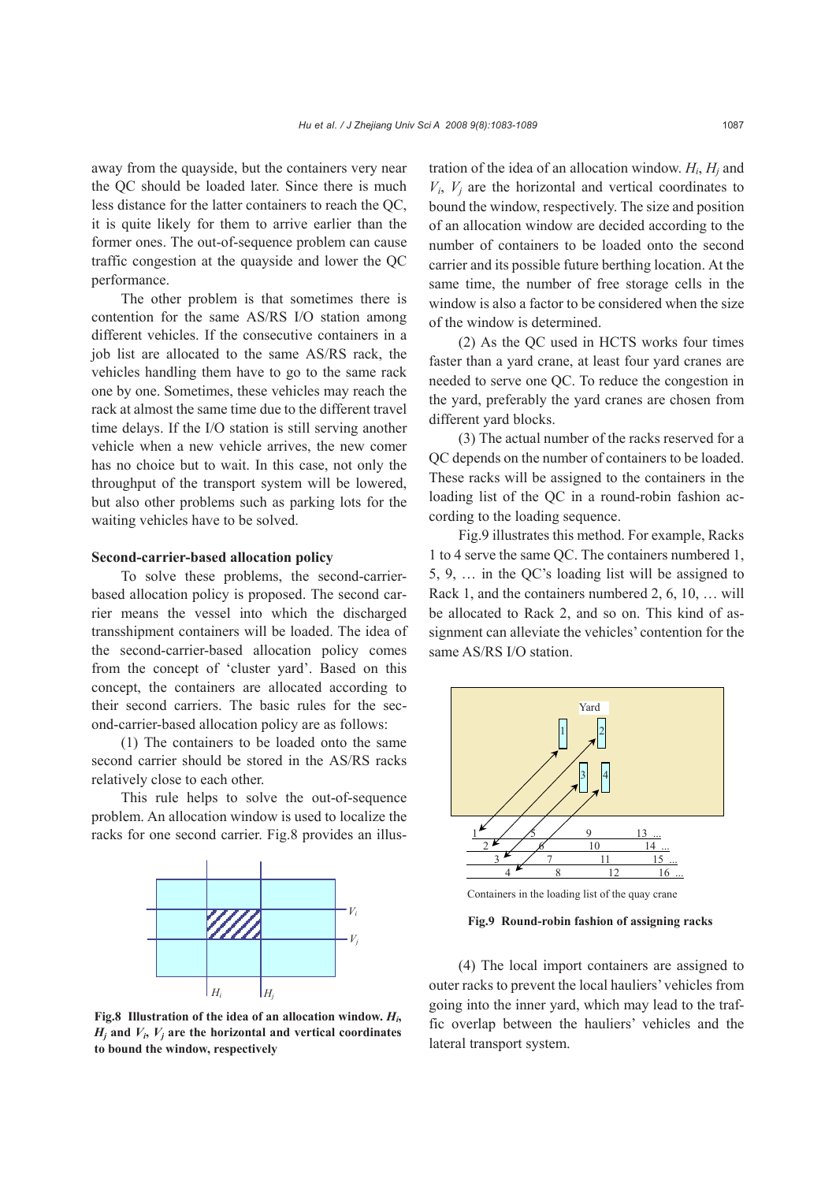away from the quayside, but the containers very near the QC should be loaded later. Since there is much less distance for the latter containers to reach the QC, it is quite likely for them to arrive earlier than the former ones. The out-of-sequence problem can cause traffic congestion at the quayside and lower the QC performance.

The other problem is that sometimes there is contention for the same AS/RS I/O station among different vehicles. If the consecutive containers in a job list are allocated to the same AS/RS rack, the vehicles handling them have to go to the same rack one by one. Sometimes, these vehicles may reach the rack at almost the same time due to the different travel time delays. If the I/O station is still serving another vehicle when a new vehicle arrives, the new comer has no choice but to wait. In this case, not only the throughput of the transport system will be lowered, but also other problems such as parking lots for the waiting vehicles have to be solved.

**Second-carrier-based allocation policy**

To solve these problems, the second-carrier-based allocation policy is proposed. The second carrier means the vessel into which the discharged transshipment containers will be loaded. The idea of the second-carrier-based allocation policy comes from the concept of 'cluster yard'. Based on this concept, the containers are allocated according to their second carriers. The basic rules for the second-carrier-based allocation policy are as follows:

(1) The containers to be loaded onto the same second carrier should be stored in the AS/RS racks relatively close to each other.

This rule helps to solve the out-of-sequence problem. An allocation window is used to localize the racks for one second carrier. Fig.8 provides an illustration of the idea of an allocation window. $H_i$, $H_j$ and $V_i$, $V_j$ are the horizontal and vertical coordinates to bound the window, respectively. The size and position of an allocation window are decided according to the number of containers to be loaded onto the second carrier and its possible future berthing location. At the same time, the number of free storage cells in the window is also a factor to be considered when the size of the window is determined.

**Fig.8 Illustration of the idea of an allocation window. $H_i$, $H_j$ and $V_i$, $V_j$ are the horizontal and vertical coordinates to bound the window, respectively**

(2) As the QC used in HCTS works four times faster than a yard crane, at least four yard cranes are needed to serve one QC. To reduce the congestion in the yard, preferably the yard cranes are chosen from different yard blocks.

(3) The actual number of the racks reserved for a QC depends on the number of containers to be loaded. These racks will be assigned to the containers in the loading list of the QC in a round-robin fashion according to the loading sequence.

Fig.9 illustrates this method. For example, Racks 1 to 4 serve the same QC. The containers numbered 1, 5, 9, … in the QC's loading list will be assigned to Rack 1, and the containers numbered 2, 6, 10, … will be allocated to Rack 2, and so on. This kind of assignment can alleviate the vehicles' contention for the same AS/RS I/O station.

Containers in the loading list of the quay crane

**Fig.9 Round-robin fashion of assigning racks**

(4) The local import containers are assigned to outer racks to prevent the local hauliers' vehicles from going into the inner yard, which may lead to the traffic overlap between the hauliers' vehicles and the lateral transport system.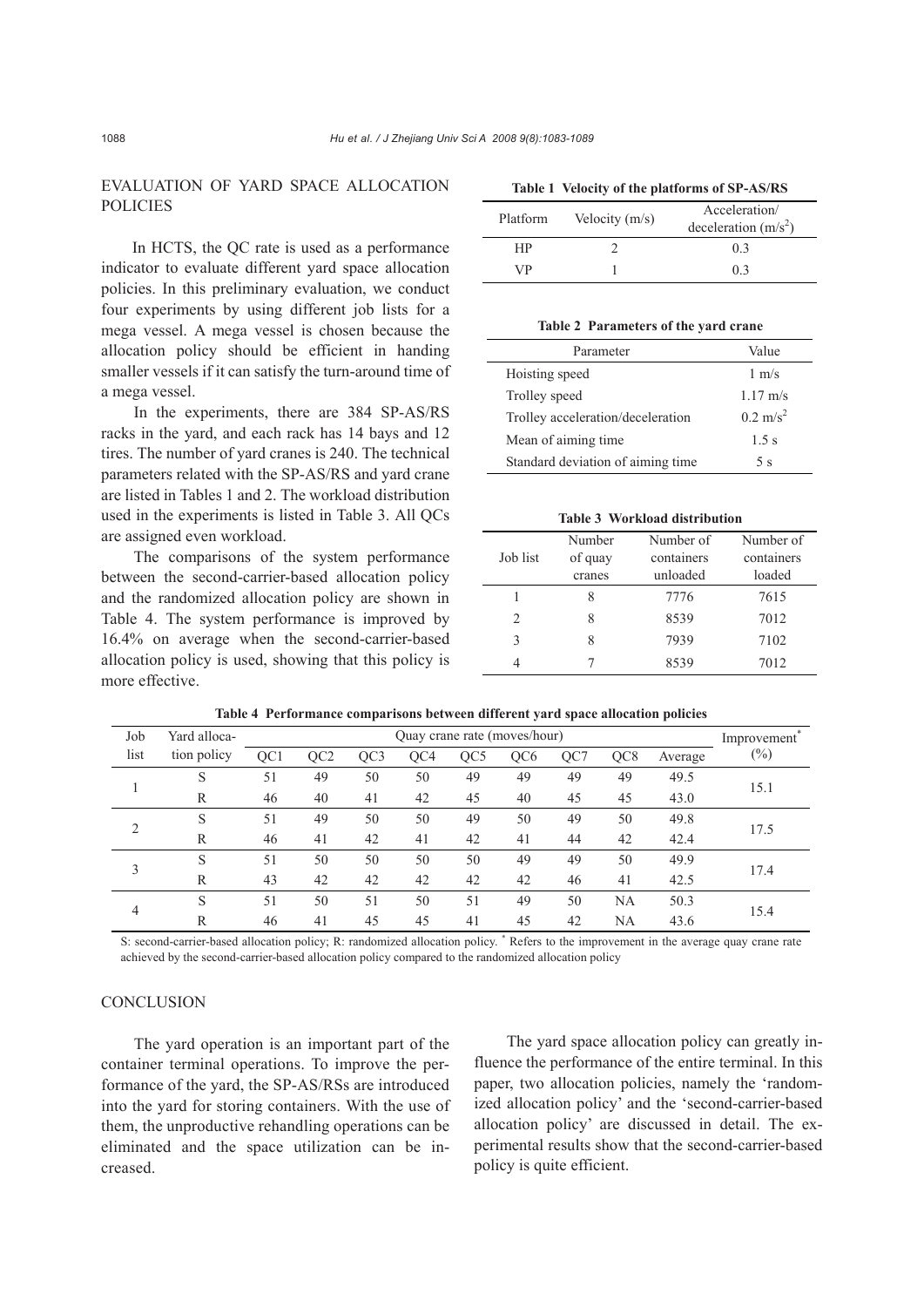## EVALUATION OF YARD SPACE ALLOCATION POLICIES

In HCTS, the QC rate is used as a performance indicator to evaluate different yard space allocation policies. In this preliminary evaluation, we conduct four experiments by using different job lists for a mega vessel. A mega vessel is chosen because the allocation policy should be efficient in handing smaller vessels if it can satisfy the turn-around time of a mega vessel.

In the experiments, there are 384 SP-AS/RS racks in the yard, and each rack has 14 bays and 12 tires. The number of yard cranes is 240. The technical parameters related with the SP-AS/RS and yard crane are listed in Tables 1 and 2. The workload distribution used in the experiments is listed in Table 3. All QCs are assigned even workload.

The comparisons of the system performance between the second-carrier-based allocation policy and the randomized allocation policy are shown in Table 4. The system performance is improved by 16.4% on average when the second-carrier-based allocation policy is used, showing that this policy is more effective.

**Table 1 Velocity of the platforms of SP-AS/RS**

| Platform | Velocity (m/s) | Acceleration/ deceleration ($m/s^2$) |
|---|---|---|
| HP | 2 | 0.3 |
| VP | 1 | 0.3 |

**Table 2 Parameters of the yard crane**

| Parameter | Value |
|---|---|
| Hoisting speed | 1 m/s |
| Trolley speed | 1.17 m/s |
| Trolley acceleration/deceleration | 0.2 $m/s^2$ |
| Mean of aiming time | 1.5 s |
| Standard deviation of aiming time | 5 s |

**Table 3 Workload distribution**

| Job list | Number of quay cranes | Number of containers unloaded | Number of containers loaded |
|---|---|---|---|
| 1 | 8 | 7776 | 7615 |
| 2 | 8 | 8539 | 7012 |
| 3 | 8 | 7939 | 7102 |
| 4 | 7 | 8539 | 7012 |

**Table 4 Performance comparisons between different yard space allocation policies**

| Job list | Yard allocation policy | Quay crane rate (moves/hour) | | | | | | | | | Improvement* (%) |
|---|---|---|---|---|---|---|---|---|---|---|---|
| | | QC1 | QC2 | QC3 | QC4 | QC5 | QC6 | QC7 | QC8 | Average | |
| 1 | S | 51 | 49 | 50 | 50 | 49 | 49 | 49 | 49 | 49.5 | 15.1 |
| | R | 46 | 40 | 41 | 42 | 45 | 40 | 45 | 45 | 43.0 | |
| 2 | S | 51 | 49 | 50 | 50 | 49 | 50 | 49 | 50 | 49.8 | 17.5 |
| | R | 46 | 41 | 42 | 41 | 42 | 41 | 44 | 42 | 42.4 | |
| 3 | S | 51 | 50 | 50 | 50 | 50 | 49 | 49 | 50 | 49.9 | 17.4 |
| | R | 43 | 42 | 42 | 42 | 42 | 42 | 46 | 41 | 42.5 | |
| 4 | S | 51 | 50 | 51 | 50 | 51 | 49 | 50 | NA | 50.3 | 15.4 |
| | R | 46 | 41 | 45 | 45 | 41 | 45 | 42 | NA | 43.6 | |

S: second-carrier-based allocation policy; R: randomized allocation policy. * Refers to the improvement in the average quay crane rate achieved by the second-carrier-based allocation policy compared to the randomized allocation policy

## CONCLUSION

The yard operation is an important part of the container terminal operations. To improve the performance of the yard, the SP-AS/RSs are introduced into the yard for storing containers. With the use of them, the unproductive rehandling operations can be eliminated and the space utilization can be increased.

The yard space allocation policy can greatly influence the performance of the entire terminal. In this paper, two allocation policies, namely the 'randomized allocation policy' and the 'second-carrier-based allocation policy' are discussed in detail. The experimental results show that the second-carrier-based policy is quite efficient.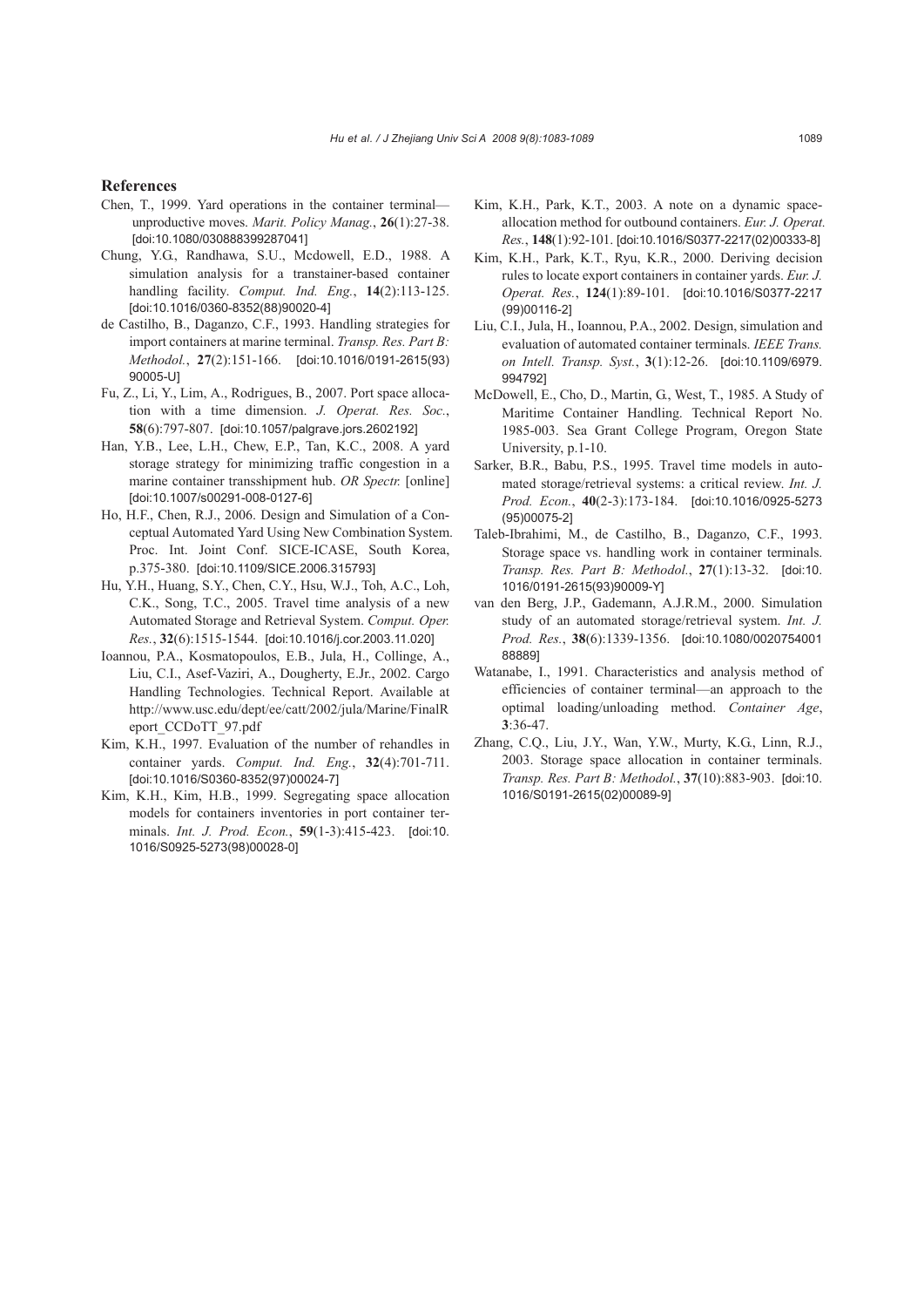## References

Chen, T., 1999. Yard operations in the container terminal—unproductive moves. *Marit. Policy Manag.*, **26**(1):27-38. [doi:10.1080/030888399287041]

Chung, Y.G., Randhawa, S.U., Mcdowell, E.D., 1988. A simulation analysis for a transtainer-based container handling facility. *Comput. Ind. Eng.*, **14**(2):113-125. [doi:10.1016/0360-8352(88)90020-4]

de Castilho, B., Daganzo, C.F., 1993. Handling strategies for import containers at marine terminal. *Transp. Res. Part B: Methodol.*, **27**(2):151-166. [doi:10.1016/0191-2615(93)90005-U]

Fu, Z., Li, Y., Lim, A., Rodrigues, B., 2007. Port space allocation with a time dimension. *J. Operat. Res. Soc.*, **58**(6):797-807. [doi:10.1057/palgrave.jors.2602192]

Han, Y.B., Lee, L.H., Chew, E.P., Tan, K.C., 2008. A yard storage strategy for minimizing traffic congestion in a marine container transshipment hub. *OR Spectr.* [online] [doi:10.1007/s00291-008-0127-6]

Ho, H.F., Chen, R.J., 2006. Design and Simulation of a Conceptual Automated Yard Using New Combination System. Proc. Int. Joint Conf. SICE-ICASE, South Korea, p.375-380. [doi:10.1109/SICE.2006.315793]

Hu, Y.H., Huang, S.Y., Chen, C.Y., Hsu, W.J., Toh, A.C., Loh, C.K., Song, T.C., 2005. Travel time analysis of a new Automated Storage and Retrieval System. *Comput. Oper. Res.*, **32**(6):1515-1544. [doi:10.1016/j.cor.2003.11.020]

Ioannou, P.A., Kosmatopoulos, E.B., Jula, H., Collinge, A., Liu, C.I., Asef-Vaziri, A., Dougherty, E.Jr., 2002. Cargo Handling Technologies. Technical Report. Available at http://www.usc.edu/dept/ee/catt/2002/jula/Marine/FinalReport_CCDoTT_97.pdf

Kim, K.H., 1997. Evaluation of the number of rehandles in container yards. *Comput. Ind. Eng.*, **32**(4):701-711. [doi:10.1016/S0360-8352(97)00024-7]

Kim, K.H., Kim, H.B., 1999. Segregating space allocation models for containers inventories in port container terminals. *Int. J. Prod. Econ.*, **59**(1-3):415-423. [doi:10.1016/S0925-5273(98)00028-0]

Kim, K.H., Park, K.T., 2003. A note on a dynamic space-allocation method for outbound containers. *Eur. J. Operat. Res.*, **148**(1):92-101. [doi:10.1016/S0377-2217(02)00333-8]

Kim, K.H., Park, K.T., Ryu, K.R., 2000. Deriving decision rules to locate export containers in container yards. *Eur. J. Operat. Res.*, **124**(1):89-101. [doi:10.1016/S0377-2217(99)00116-2]

Liu, C.I., Jula, H., Ioannou, P.A., 2002. Design, simulation and evaluation of automated container terminals. *IEEE Trans. on Intell. Transp. Syst.*, **3**(1):12-26. [doi:10.1109/6979.994792]

McDowell, E., Cho, D., Martin, G., West, T., 1985. A Study of Maritime Container Handling. Technical Report No. 1985-003. Sea Grant College Program, Oregon State University, p.1-10.

Sarker, B.R., Babu, P.S., 1995. Travel time models in automated storage/retrieval systems: a critical review. *Int. J. Prod. Econ.*, **40**(2-3):173-184. [doi:10.1016/0925-5273(95)00075-2]

Taleb-Ibrahimi, M., de Castilho, B., Daganzo, C.F., 1993. Storage space vs. handling work in container terminals. *Transp. Res. Part B: Methodol.*, **27**(1):13-32. [doi:10.1016/0191-2615(93)90009-Y]

van den Berg, J.P., Gademann, A.J.R.M., 2000. Simulation study of an automated storage/retrieval system. *Int. J. Prod. Res.*, **38**(6):1339-1356. [doi:10.1080/002075400188889]

Watanabe, I., 1991. Characteristics and analysis method of efficiencies of container terminal—an approach to the optimal loading/unloading method. *Container Age*, **3**:36-47.

Zhang, C.Q., Liu, J.Y., Wan, Y.W., Murty, K.G., Linn, R.J., 2003. Storage space allocation in container terminals. *Transp. Res. Part B: Methodol.*, **37**(10):883-903. [doi:10.1016/S0191-2615(02)00089-9]